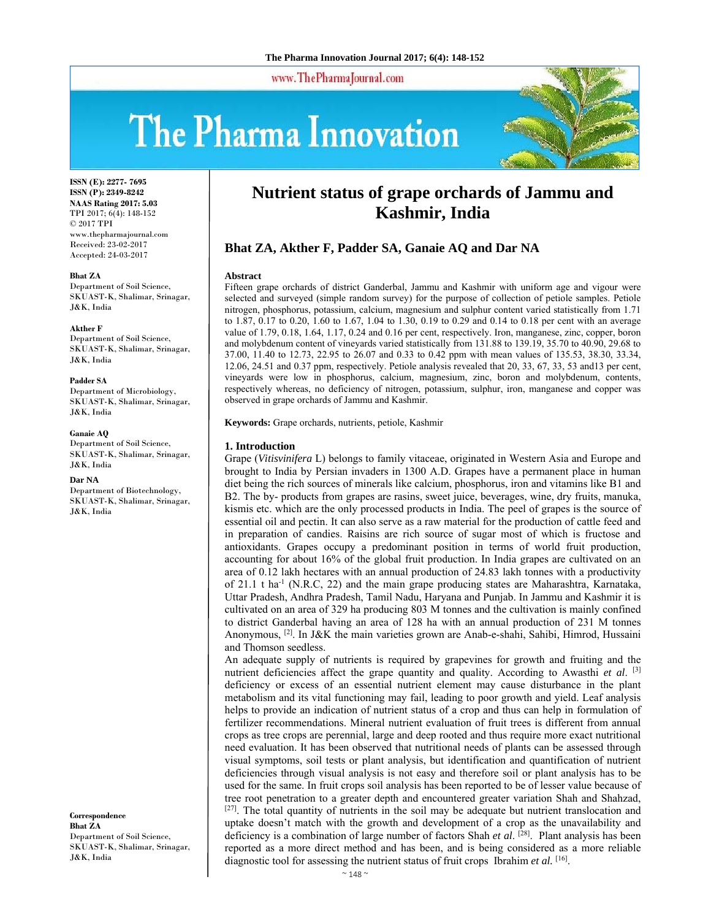# Nutrient status of grape orchards of Jammu and Kashmir, India

## Bhat ZA, Akther F, Padder SA, Ganaie AQ and Dar NA

ISSN (E): 2277- 7695
ISSN (P): 2349-8242
NAAS Rating 2017: 5.03
TPI 2017; 6(4): 148-152
© 2017 TPI
www.thepharmajournal.com
Received: 23-02-2017
Accepted: 24-03-2017

**Bhat ZA**
Department of Soil Science, SKUAST-K, Shalimar, Srinagar, J&K, India

**Akther F**
Department of Soil Science, SKUAST-K, Shalimar, Srinagar, J&K, India

**Padder SA**
Department of Microbiology, SKUAST-K, Shalimar, Srinagar, J&K, India

**Ganaie AQ**
Department of Soil Science, SKUAST-K, Shalimar, Srinagar, J&K, India

**Dar NA**
Department of Biotechnology, SKUAST-K, Shalimar, Srinagar, J&K, India

**Correspondence**
**Bhat ZA**
Department of Soil Science, SKUAST-K, Shalimar, Srinagar, J&K, India

### Abstract

Fifteen grape orchards of district Ganderbal, Jammu and Kashmir with uniform age and vigour were selected and surveyed (simple random survey) for the purpose of collection of petiole samples. Petiole nitrogen, phosphorus, potassium, calcium, magnesium and sulphur content varied statistically from 1.71 to 1.87, 0.17 to 0.20, 1.60 to 1.67, 1.04 to 1.30, 0.19 to 0.29 and 0.14 to 0.18 per cent with an average value of 1.79, 0.18, 1.64, 1.17, 0.24 and 0.16 per cent, respectively. Iron, manganese, zinc, copper, boron and molybdenum content of vineyards varied statistically from 131.88 to 139.19, 35.70 to 40.90, 29.68 to 37.00, 11.40 to 12.73, 22.95 to 26.07 and 0.33 to 0.42 ppm with mean values of 135.53, 38.30, 33.34, 12.06, 24.51 and 0.37 ppm, respectively. Petiole analysis revealed that 20, 33, 67, 33, 53 and13 per cent, vineyards were low in phosphorus, calcium, magnesium, zinc, boron and molybdenum, contents, respectively whereas, no deficiency of nitrogen, potassium, sulphur, iron, manganese and copper was observed in grape orchards of Jammu and Kashmir.

**Keywords:** Grape orchards, nutrients, petiole, Kashmir

### 1. Introduction

Grape (*Vitisvinifera* L) belongs to family vitaceae, originated in Western Asia and Europe and brought to India by Persian invaders in 1300 A.D. Grapes have a permanent place in human diet being the rich sources of minerals like calcium, phosphorus, iron and vitamins like B1 and B2. The by- products from grapes are rasins, sweet juice, beverages, wine, dry fruits, manuka, kismis etc. which are the only processed products in India. The peel of grapes is the source of essential oil and pectin. It can also serve as a raw material for the production of cattle feed and in preparation of candies. Raisins are rich source of sugar most of which is fructose and antioxidants. Grapes occupy a predominant position in terms of world fruit production, accounting for about 16% of the global fruit production. In India grapes are cultivated on an area of 0.12 lakh hectares with an annual production of 24.83 lakh tonnes with a productivity of 21.1 t $ha^{-1}$ (N.R.C, 22) and the main grape producing states are Maharashtra, Karnataka, Uttar Pradesh, Andhra Pradesh, Tamil Nadu, Haryana and Punjab. In Jammu and Kashmir it is cultivated on an area of 329 ha producing 803 M tonnes and the cultivation is mainly confined to district Ganderbal having an area of 128 ha with an annual production of 231 M tonnes Anonymous, [2]. In J&K the main varieties grown are Anab-e-shahi, Sahibi, Himrod, Hussaini and Thomson seedless.

An adequate supply of nutrients is required by grapevines for growth and fruiting and the nutrient deficiencies affect the grape quantity and quality. According to Awasthi *et al*. [3] deficiency or excess of an essential nutrient element may cause disturbance in the plant metabolism and its vital functioning may fail, leading to poor growth and yield. Leaf analysis helps to provide an indication of nutrient status of a crop and thus can help in formulation of fertilizer recommendations. Mineral nutrient evaluation of fruit trees is different from annual crops as tree crops are perennial, large and deep rooted and thus require more exact nutritional need evaluation. It has been observed that nutritional needs of plants can be assessed through visual symptoms, soil tests or plant analysis, but identification and quantification of nutrient deficiencies through visual analysis is not easy and therefore soil or plant analysis has to be used for the same. In fruit crops soil analysis has been reported to be of lesser value because of tree root penetration to a greater depth and encountered greater variation Shah and Shahzad, [27]. The total quantity of nutrients in the soil may be adequate but nutrient translocation and uptake doesn't match with the growth and development of a crop as the unavailability and deficiency is a combination of large number of factors Shah *et al*. [28]. Plant analysis has been reported as a more direct method and has been, and is being considered as a more reliable diagnostic tool for assessing the nutrient status of fruit crops Ibrahim *et al.* [16].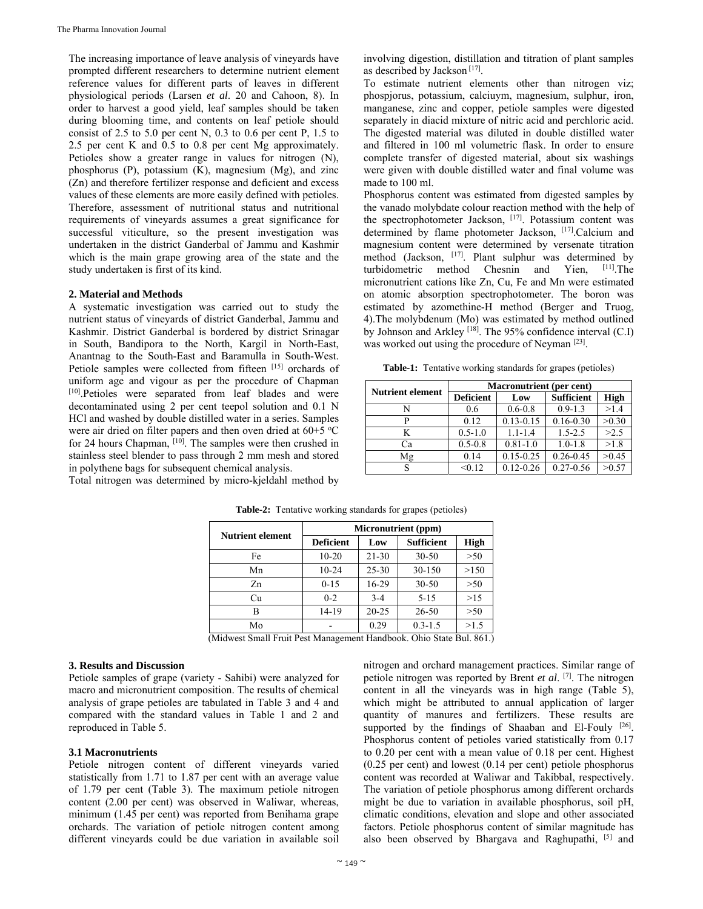The increasing importance of leave analysis of vineyards have prompted different researchers to determine nutrient element reference values for different parts of leaves in different physiological periods (Larsen *et al*. 20 and Cahoon, 8). In order to harvest a good yield, leaf samples should be taken during blooming time, and contents on leaf petiole should consist of 2.5 to 5.0 per cent N, 0.3 to 0.6 per cent P, 1.5 to 2.5 per cent K and 0.5 to 0.8 per cent Mg approximately. Petioles show a greater range in values for nitrogen (N), phosphorus (P), potassium (K), magnesium (Mg), and zinc (Zn) and therefore fertilizer response and deficient and excess values of these elements are more easily defined with petioles. Therefore, assessment of nutritional status and nutritional requirements of vineyards assumes a great significance for successful viticulture, so the present investigation was undertaken in the district Ganderbal of Jammu and Kashmir which is the main grape growing area of the state and the study undertaken is first of its kind.

## 2. Material and Methods

A systematic investigation was carried out to study the nutrient status of vineyards of district Ganderbal, Jammu and Kashmir. District Ganderbal is bordered by district Srinagar in South, Bandipora to the North, Kargil in North-East, Anantnag to the South-East and Baramulla in South-West. Petiole samples were collected from fifteen [15] orchards of uniform age and vigour as per the procedure of Chapman [10].Petioles were separated from leaf blades and were decontaminated using 2 per cent teepol solution and 0.1 N HCl and washed by double distilled water in a series. Samples were air dried on filter papers and then oven dried at 60+5 ºC for 24 hours Chapman, [10]. The samples were then crushed in stainless steel blender to pass through 2 mm mesh and stored in polythene bags for subsequent chemical analysis.

Total nitrogen was determined by micro-kjeldahl method by involving digestion, distillation and titration of plant samples as described by Jackson [17].

To estimate nutrient elements other than nitrogen viz; phospjorus, potassium, calciuym, magnesium, sulphur, iron, manganese, zinc and copper, petiole samples were digested separately in diacid mixture of nitric acid and perchloric acid. The digested material was diluted in double distilled water and filtered in 100 ml volumetric flask. In order to ensure complete transfer of digested material, about six washings were given with double distilled water and final volume was made to 100 ml.

Phosphorus content was estimated from digested samples by the vanado molybdate colour reaction method with the help of the spectrophotometer Jackson, [17]. Potassium content was determined by flame photometer Jackson, [17].Calcium and magnesium content were determined by versenate titration method (Jackson, [17]. Plant sulphur was determined by turbidometric method Chesnin and Yien, [11].The micronutrient cations like Zn, Cu, Fe and Mn were estimated on atomic absorption spectrophotometer. The boron was estimated by azomethine-H method (Berger and Truog, 4).The molybdenum (Mo) was estimated by method outlined by Johnson and Arkley [18]. The 95% confidence interval (C.I) was worked out using the procedure of Neyman [23].

**Table-1:** Tentative working standards for grapes (petioles)

| Nutrient element | Macronutrient (per cent) | | | |
|---|---|---|---|---|
| | Deficient | Low | Sufficient | High |
| N | 0.6 | 0.6-0.8 | 0.9-1.3 | >1.4 |
| P | 0.12 | 0.13-0.15 | 0.16-0.30 | >0.30 |
| K | 0.5-1.0 | 1.1-1.4 | 1.5-2.5 | >2.5 |
| Ca | 0.5-0.8 | 0.81-1.0 | 1.0-1.8 | >1.8 |
| Mg | 0.14 | 0.15-0.25 | 0.26-0.45 | >0.45 |
| S | <0.12 | 0.12-0.26 | 0.27-0.56 | >0.57 |

**Table-2:** Tentative working standards for grapes (petioles)

| Nutrient element | Micronutrient (ppm) | | | |
|---|---|---|---|---|
| | Deficient | Low | Sufficient | High |
| Fe | 10-20 | 21-30 | 30-50 | >50 |
| Mn | 10-24 | 25-30 | 30-150 | >150 |
| Zn | 0-15 | 16-29 | 30-50 | >50 |
| Cu | 0-2 | 3-4 | 5-15 | >15 |
| B | 14-19 | 20-25 | 26-50 | >50 |
| Mo | - | 0.29 | 0.3-1.5 | >1.5 |

(Midwest Small Fruit Pest Management Handbook. Ohio State Bul. 861.)

## 3. Results and Discussion

Petiole samples of grape (variety - Sahibi) were analyzed for macro and micronutrient composition. The results of chemical analysis of grape petioles are tabulated in Table 3 and 4 and compared with the standard values in Table 1 and 2 and reproduced in Table 5.

### 3.1 Macronutrients

Petiole nitrogen content of different vineyards varied statistically from 1.71 to 1.87 per cent with an average value of 1.79 per cent (Table 3). The maximum petiole nitrogen content (2.00 per cent) was observed in Waliwar, whereas, minimum (1.45 per cent) was reported from Benihama grape orchards. The variation of petiole nitrogen content among different vineyards could be due variation in available soil nitrogen and orchard management practices. Similar range of petiole nitrogen was reported by Brent *et al*. [7]. The nitrogen content in all the vineyards was in high range (Table 5), which might be attributed to annual application of larger quantity of manures and fertilizers. These results are supported by the findings of Shaaban and El-Fouly [26].

Phosphorus content of petioles varied statistically from 0.17 to 0.20 per cent with a mean value of 0.18 per cent. Highest (0.25 per cent) and lowest (0.14 per cent) petiole phosphorus content was recorded at Waliwar and Takibbal, respectively. The variation of petiole phosphorus among different orchards might be due to variation in available phosphorus, soil pH, climatic conditions, elevation and slope and other associated factors. Petiole phosphorus content of similar magnitude has also been observed by Bhargava and Raghupathi, [5] and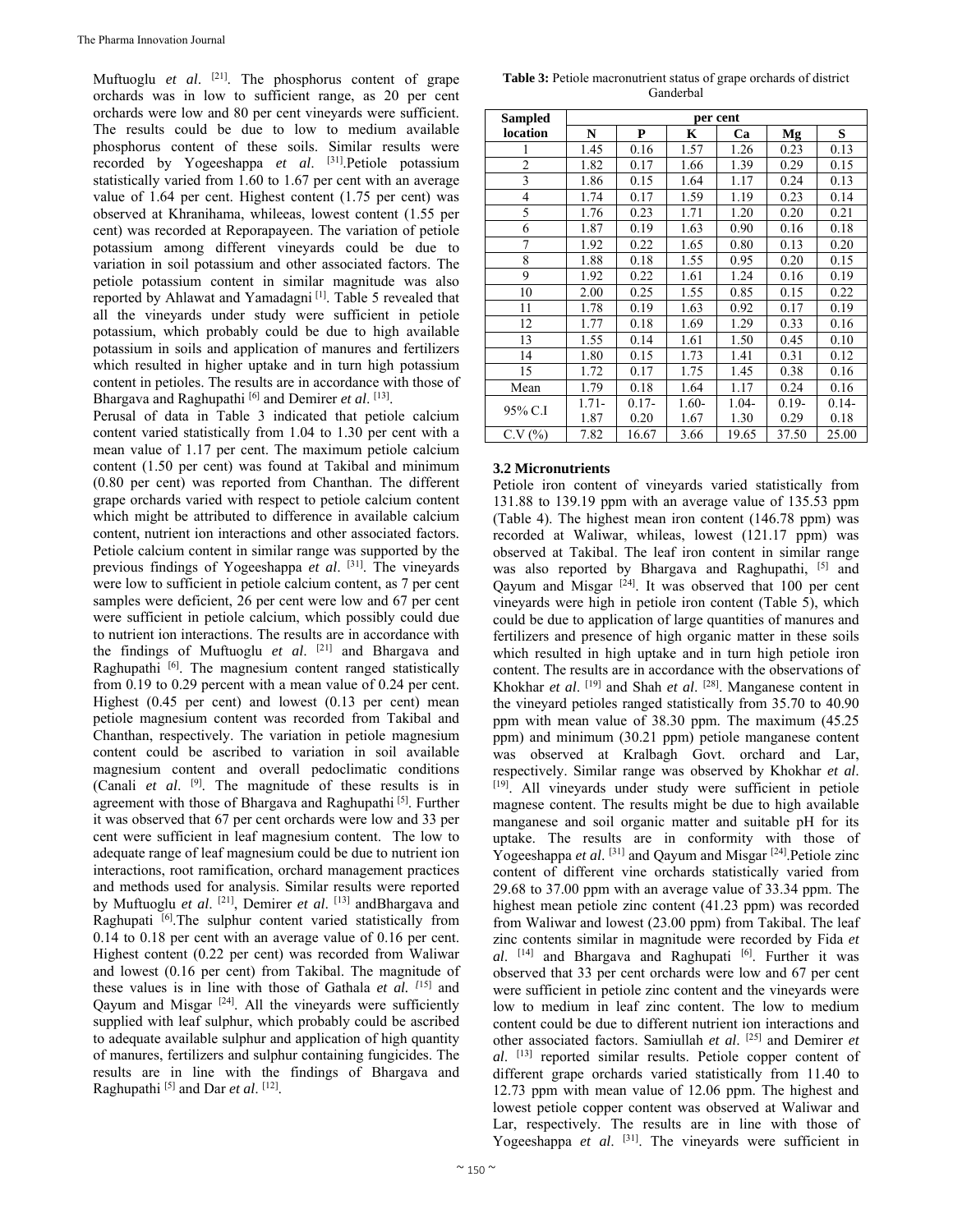Muftuoglu *et al*. [21]. The phosphorus content of grape orchards was in low to sufficient range, as 20 per cent orchards were low and 80 per cent vineyards were sufficient. The results could be due to low to medium available phosphorus content of these soils. Similar results were recorded by Yogeeshappa *et al*. [31].Petiole potassium statistically varied from 1.60 to 1.67 per cent with an average value of 1.64 per cent. Highest content (1.75 per cent) was observed at Khranihama, whileeas, lowest content (1.55 per cent) was recorded at Reporapayeen. The variation of petiole potassium among different vineyards could be due to variation in soil potassium and other associated factors. The petiole potassium content in similar magnitude was also reported by Ahlawat and Yamadagni [1]. Table 5 revealed that all the vineyards under study were sufficient in petiole potassium, which probably could be due to high available potassium in soils and application of manures and fertilizers which resulted in higher uptake and in turn high potassium content in petioles. The results are in accordance with those of Bhargava and Raghupathi [6] and Demirer *et al*. [13].

Perusal of data in Table 3 indicated that petiole calcium content varied statistically from 1.04 to 1.30 per cent with a mean value of 1.17 per cent. The maximum petiole calcium content (1.50 per cent) was found at Takibal and minimum (0.80 per cent) was reported from Chanthan. The different grape orchards varied with respect to petiole calcium content which might be attributed to difference in available calcium content, nutrient ion interactions and other associated factors. Petiole calcium content in similar range was supported by the previous findings of Yogeeshappa *et al*. [31]. The vineyards were low to sufficient in petiole calcium content, as 7 per cent samples were deficient, 26 per cent were low and 67 per cent were sufficient in petiole calcium, which possibly could due to nutrient ion interactions. The results are in accordance with the findings of Muftuoglu *et al*. [21] and Bhargava and Raghupathi [6]. The magnesium content ranged statistically from 0.19 to 0.29 percent with a mean value of 0.24 per cent. Highest (0.45 per cent) and lowest (0.13 per cent) mean petiole magnesium content was recorded from Takibal and Chanthan, respectively. The variation in petiole magnesium content could be ascribed to variation in soil available magnesium content and overall pedoclimatic conditions (Canali *et al*. [9]. The magnitude of these results is in agreement with those of Bhargava and Raghupathi [5]. Further it was observed that 67 per cent orchards were low and 33 per cent were sufficient in leaf magnesium content. The low to adequate range of leaf magnesium could be due to nutrient ion interactions, root ramification, orchard management practices and methods used for analysis. Similar results were reported by Muftuoglu *et al*. [21], Demirer *et al*. [13] andBhargava and Raghupati [6].The sulphur content varied statistically from 0.14 to 0.18 per cent with an average value of 0.16 per cent. Highest content (0.22 per cent) was recorded from Waliwar and lowest (0.16 per cent) from Takibal. The magnitude of these values is in line with those of Gathala *et al.* [15] and Qayum and Misgar [24]. All the vineyards were sufficiently supplied with leaf sulphur, which probably could be ascribed to adequate available sulphur and application of high quantity of manures, fertilizers and sulphur containing fungicides. The results are in line with the findings of Bhargava and Raghupathi [5] and Dar *et al*. [12].

**Table 3:** Petiole macronutrient status of grape orchards of district Ganderbal

| Sampled location | per cent | | | | | |
|---|---|---|---|---|---|---|
| | N | P | K | Ca | Mg | S |
| 1 | 1.45 | 0.16 | 1.57 | 1.26 | 0.23 | 0.13 |
| 2 | 1.82 | 0.17 | 1.66 | 1.39 | 0.29 | 0.15 |
| 3 | 1.86 | 0.15 | 1.64 | 1.17 | 0.24 | 0.13 |
| 4 | 1.74 | 0.17 | 1.59 | 1.19 | 0.23 | 0.14 |
| 5 | 1.76 | 0.23 | 1.71 | 1.20 | 0.20 | 0.21 |
| 6 | 1.87 | 0.19 | 1.63 | 0.90 | 0.16 | 0.18 |
| 7 | 1.92 | 0.22 | 1.65 | 0.80 | 0.13 | 0.20 |
| 8 | 1.88 | 0.18 | 1.55 | 0.95 | 0.20 | 0.15 |
| 9 | 1.92 | 0.22 | 1.61 | 1.24 | 0.16 | 0.19 |
| 10 | 2.00 | 0.25 | 1.55 | 0.85 | 0.15 | 0.22 |
| 11 | 1.78 | 0.19 | 1.63 | 0.92 | 0.17 | 0.19 |
| 12 | 1.77 | 0.18 | 1.69 | 1.29 | 0.33 | 0.16 |
| 13 | 1.55 | 0.14 | 1.61 | 1.50 | 0.45 | 0.10 |
| 14 | 1.80 | 0.15 | 1.73 | 1.41 | 0.31 | 0.12 |
| 15 | 1.72 | 0.17 | 1.75 | 1.45 | 0.38 | 0.16 |
| Mean | 1.79 | 0.18 | 1.64 | 1.17 | 0.24 | 0.16 |
| 95% C.I | 1.71-1.87 | 0.17-0.20 | 1.60-1.67 | 1.04-1.30 | 0.19-0.29 | 0.14-0.18 |
| C.V (%) | 7.82 | 16.67 | 3.66 | 19.65 | 37.50 | 25.00 |

### 3.2 Micronutrients

Petiole iron content of vineyards varied statistically from 131.88 to 139.19 ppm with an average value of 135.53 ppm (Table 4). The highest mean iron content (146.78 ppm) was recorded at Waliwar, whileas, lowest (121.17 ppm) was observed at Takibal. The leaf iron content in similar range was also reported by Bhargava and Raghupathi, [5] and Qayum and Misgar [24]. It was observed that 100 per cent vineyards were high in petiole iron content (Table 5), which could be due to application of large quantities of manures and fertilizers and presence of high organic matter in these soils which resulted in high uptake and in turn high petiole iron content. The results are in accordance with the observations of Khokhar *et al*. [19] and Shah *et al*. [28]. Manganese content in the vineyard petioles ranged statistically from 35.70 to 40.90 ppm with mean value of 38.30 ppm. The maximum (45.25 ppm) and minimum (30.21 ppm) petiole manganese content was observed at Kralbagh Govt. orchard and Lar, respectively. Similar range was observed by Khokhar *et al*. [19]. All vineyards under study were sufficient in petiole magnese content. The results might be due to high available manganese and soil organic matter and suitable pH for its uptake. The results are in conformity with those of Yogeeshappa *et al*. [31] and Qayum and Misgar [24].Petiole zinc content of different vine orchards statistically varied from 29.68 to 37.00 ppm with an average value of 33.34 ppm. The highest mean petiole zinc content (41.23 ppm) was recorded from Waliwar and lowest (23.00 ppm) from Takibal. The leaf zinc contents similar in magnitude were recorded by Fida *et al*. [14] and Bhargava and Raghupati [6]. Further it was observed that 33 per cent orchards were low and 67 per cent were sufficient in petiole zinc content and the vineyards were low to medium in leaf zinc content. The low to medium content could be due to different nutrient ion interactions and other associated factors. Samiullah *et al*. [25] and Demirer *et al*. [13] reported similar results. Petiole copper content of different grape orchards varied statistically from 11.40 to 12.73 ppm with mean value of 12.06 ppm. The highest and lowest petiole copper content was observed at Waliwar and Lar, respectively. The results are in line with those of Yogeeshappa *et al*. [31]. The vineyards were sufficient in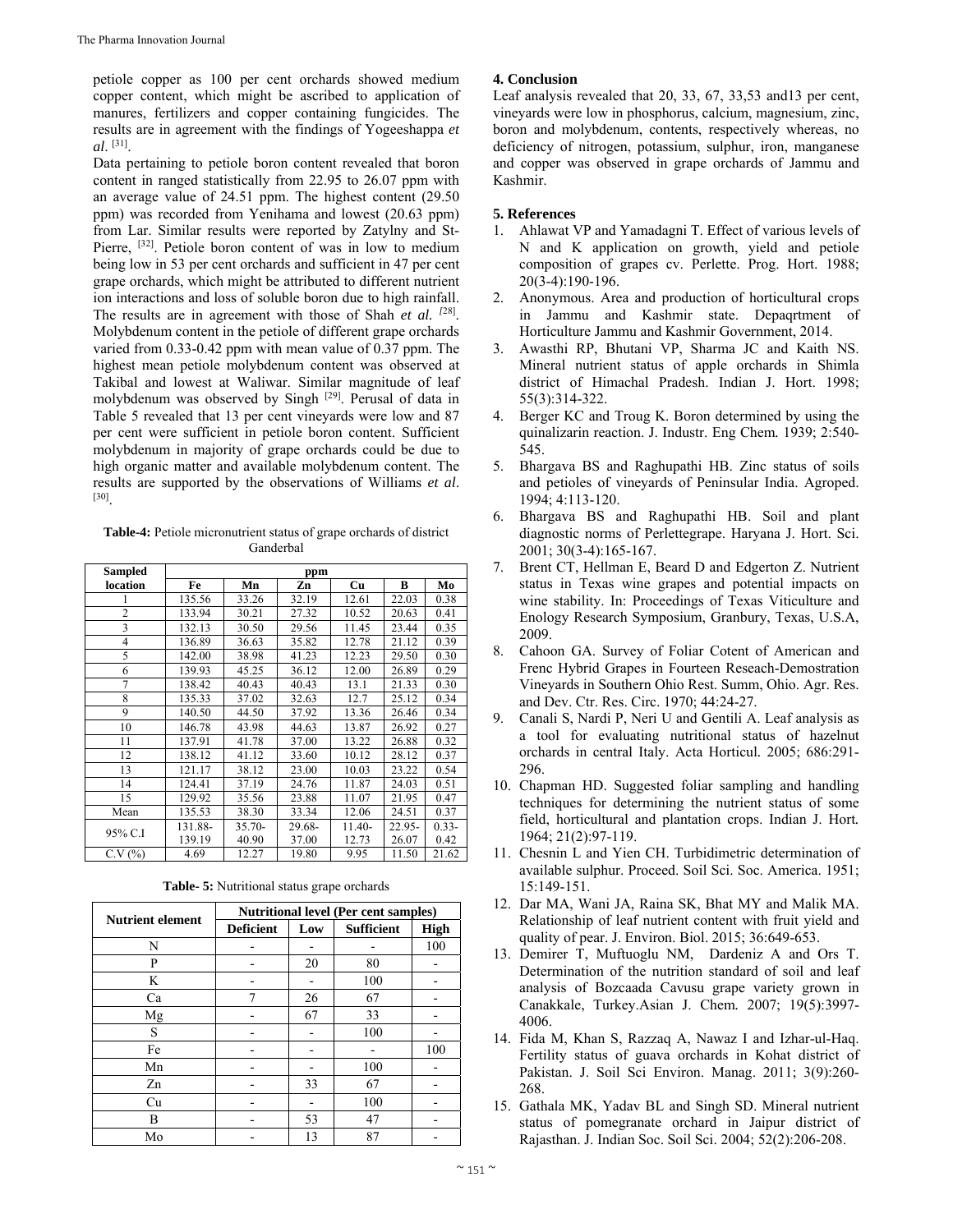petiole copper as 100 per cent orchards showed medium copper content, which might be ascribed to application of manures, fertilizers and copper containing fungicides. The results are in agreement with the findings of Yogeeshappa *et al*. [31].

Data pertaining to petiole boron content revealed that boron content in ranged statistically from 22.95 to 26.07 ppm with an average value of 24.51 ppm. The highest content (29.50 ppm) was recorded from Yenihama and lowest (20.63 ppm) from Lar. Similar results were reported by Zatylny and St-Pierre, [32]. Petiole boron content of was in low to medium being low in 53 per cent orchards and sufficient in 47 per cent grape orchards, which might be attributed to different nutrient ion interactions and loss of soluble boron due to high rainfall. The results are in agreement with those of Shah *et al.* [28]. Molybdenum content in the petiole of different grape orchards varied from 0.33-0.42 ppm with mean value of 0.37 ppm. The highest mean petiole molybdenum content was observed at Takibal and lowest at Waliwar. Similar magnitude of leaf molybdenum was observed by Singh [29]. Perusal of data in Table 5 revealed that 13 per cent vineyards were low and 87 per cent were sufficient in petiole boron content. Sufficient molybdenum in majority of grape orchards could be due to high organic matter and available molybdenum content. The results are supported by the observations of Williams *et al*. [30].

**Table-4:** Petiole micronutrient status of grape orchards of district Ganderbal

| Sampled location | ppm | | | | | |
|---|---|---|---|---|---|---|
| | Fe | Mn | Zn | Cu | B | Mo |
| 1 | 135.56 | 33.26 | 32.19 | 12.61 | 22.03 | 0.38 |
| 2 | 133.94 | 30.21 | 27.32 | 10.52 | 20.63 | 0.41 |
| 3 | 132.13 | 30.50 | 29.56 | 11.45 | 23.44 | 0.35 |
| 4 | 136.89 | 36.63 | 35.82 | 12.78 | 21.12 | 0.39 |
| 5 | 142.00 | 38.98 | 41.23 | 12.23 | 29.50 | 0.30 |
| 6 | 139.93 | 45.25 | 36.12 | 12.00 | 26.89 | 0.29 |
| 7 | 138.42 | 40.43 | 40.43 | 13.1 | 21.33 | 0.30 |
| 8 | 135.33 | 37.02 | 32.63 | 12.7 | 25.12 | 0.34 |
| 9 | 140.50 | 44.50 | 37.92 | 13.36 | 26.46 | 0.34 |
| 10 | 146.78 | 43.98 | 44.63 | 13.87 | 26.92 | 0.27 |
| 11 | 137.91 | 41.78 | 37.00 | 13.22 | 26.88 | 0.32 |
| 12 | 138.12 | 41.12 | 33.60 | 10.12 | 28.12 | 0.37 |
| 13 | 121.17 | 38.12 | 23.00 | 10.03 | 23.22 | 0.54 |
| 14 | 124.41 | 37.19 | 24.76 | 11.87 | 24.03 | 0.51 |
| 15 | 129.92 | 35.56 | 23.88 | 11.07 | 21.95 | 0.47 |
| Mean | 135.53 | 38.30 | 33.34 | 12.06 | 24.51 | 0.37 |
| 95% C.I | 131.88-139.19 | 35.70-40.90 | 29.68-37.00 | 11.40-12.73 | 22.95-26.07 | 0.33-0.42 |
| C.V (%) | 4.69 | 12.27 | 19.80 | 9.95 | 11.50 | 21.62 |

**Table- 5:** Nutritional status grape orchards

| Nutrient element | Nutritional level (Per cent samples) | | | |
|---|---|---|---|---|
| | Deficient | Low | Sufficient | High |
| N | - | - | - | 100 |
| P | - | 20 | 80 | - |
| K | - | - | 100 | - |
| Ca | 7 | 26 | 67 | - |
| Mg | - | 67 | 33 | - |
| S | - | - | 100 | - |
| Fe | - | - | - | 100 |
| Mn | - | - | 100 | - |
| Zn | - | 33 | 67 | - |
| Cu | - | - | 100 | - |
| B | - | 53 | 47 | - |
| Mo | - | 13 | 87 | - |

## 4. Conclusion

Leaf analysis revealed that 20, 33, 67, 33,53 and13 per cent, vineyards were low in phosphorus, calcium, magnesium, zinc, boron and molybdenum, contents, respectively whereas, no deficiency of nitrogen, potassium, sulphur, iron, manganese and copper was observed in grape orchards of Jammu and Kashmir.

## 5. References

1. Ahlawat VP and Yamadagni T. Effect of various levels of N and K application on growth, yield and petiole composition of grapes cv. Perlette. Prog. Hort. 1988; 20(3-4):190-196.
2. Anonymous. Area and production of horticultural crops in Jammu and Kashmir state. Depaqrtment of Horticulture Jammu and Kashmir Government, 2014.
3. Awasthi RP, Bhutani VP, Sharma JC and Kaith NS. Mineral nutrient status of apple orchards in Shimla district of Himachal Pradesh. Indian J. Hort. 1998; 55(3):314-322.
4. Berger KC and Troug K. Boron determined by using the quinalizarin reaction. J. Industr. Eng Chem. 1939; 2:540-545.
5. Bhargava BS and Raghupathi HB. Zinc status of soils and petioles of vineyards of Peninsular India. Agroped. 1994; 4:113-120.
6. Bhargava BS and Raghupathi HB. Soil and plant diagnostic norms of Perlettegrape. Haryana J. Hort. Sci. 2001; 30(3-4):165-167.
7. Brent CT, Hellman E, Beard D and Edgerton Z. Nutrient status in Texas wine grapes and potential impacts on wine stability. In: Proceedings of Texas Viticulture and Enology Research Symposium, Granbury, Texas, U.S.A, 2009.
8. Cahoon GA. Survey of Foliar Cotent of American and Frenc Hybrid Grapes in Fourteen Reseach-Demostration Vineyards in Southern Ohio Rest. Summ, Ohio. Agr. Res. and Dev. Ctr. Res. Circ. 1970; 44:24-27.
9. Canali S, Nardi P, Neri U and Gentili A. Leaf analysis as a tool for evaluating nutritional status of hazelnut orchards in central Italy. Acta Horticul. 2005; 686:291-296.
10. Chapman HD. Suggested foliar sampling and handling techniques for determining the nutrient status of some field, horticultural and plantation crops. Indian J. Hort. 1964; 21(2):97-119.
11. Chesnin L and Yien CH. Turbidimetric determination of available sulphur. Proceed. Soil Sci. Soc. America. 1951; 15:149-151.
12. Dar MA, Wani JA, Raina SK, Bhat MY and Malik MA. Relationship of leaf nutrient content with fruit yield and quality of pear. J. Environ. Biol. 2015; 36:649-653.
13. Demirer T, Muftuoglu NM, Dardeniz A and Ors T. Determination of the nutrition standard of soil and leaf analysis of Bozcaada Cavusu grape variety grown in Canakkale, Turkey.Asian J. Chem. 2007; 19(5):3997-4006.
14. Fida M, Khan S, Razzaq A, Nawaz I and Izhar-ul-Haq. Fertility status of guava orchards in Kohat district of Pakistan. J. Soil Sci Environ. Manag. 2011; 3(9):260-268.
15. Gathala MK, Yadav BL and Singh SD. Mineral nutrient status of pomegranate orchard in Jaipur district of Rajasthan. J. Indian Soc. Soil Sci. 2004; 52(2):206-208.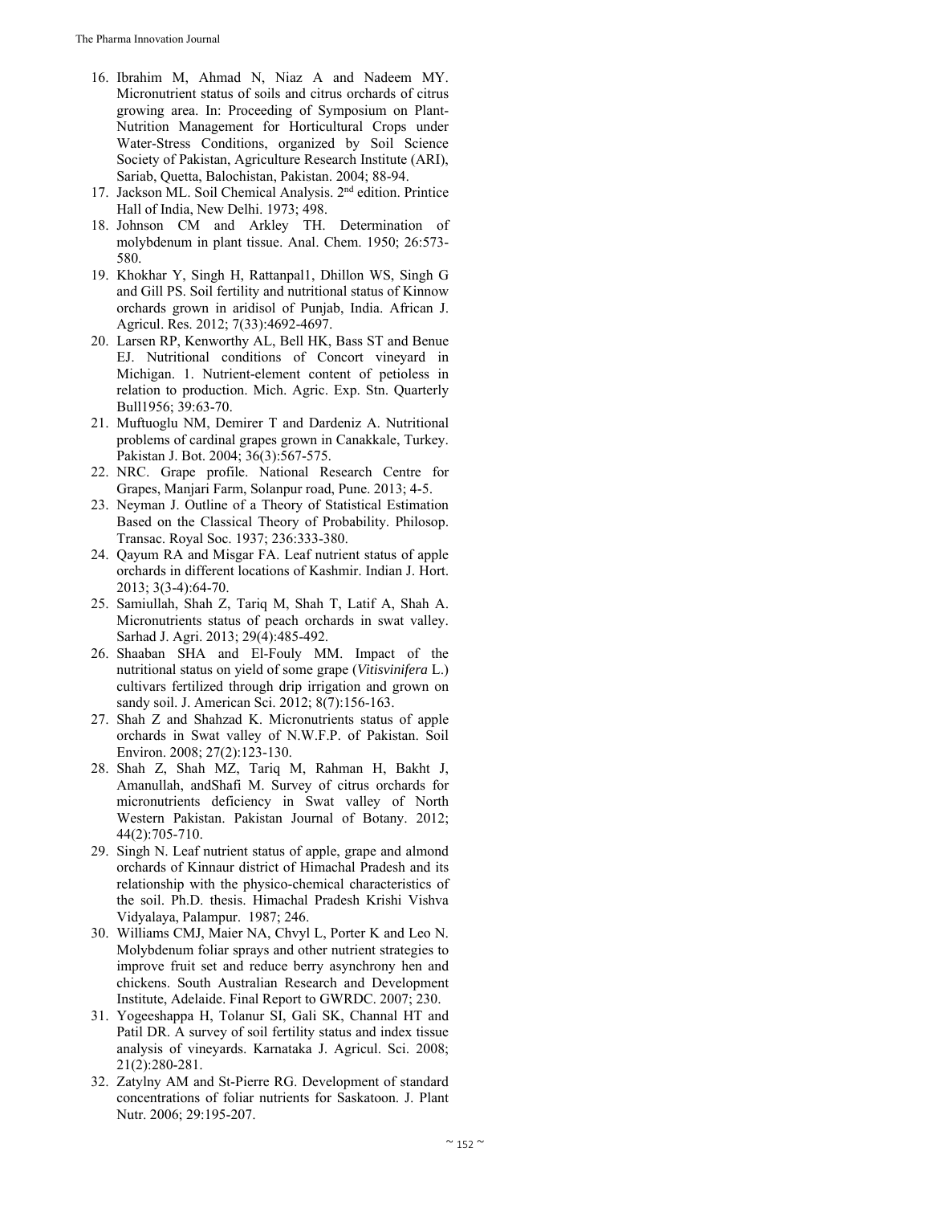16. Ibrahim M, Ahmad N, Niaz A and Nadeem MY. Micronutrient status of soils and citrus orchards of citrus growing area. In: Proceeding of Symposium on Plant-Nutrition Management for Horticultural Crops under Water-Stress Conditions, organized by Soil Science Society of Pakistan, Agriculture Research Institute (ARI), Sariab, Quetta, Balochistan, Pakistan. 2004; 88-94.
17. Jackson ML. Soil Chemical Analysis. 2nd edition. Printice Hall of India, New Delhi. 1973; 498.
18. Johnson CM and Arkley TH. Determination of molybdenum in plant tissue. Anal. Chem. 1950; 26:573-580.
19. Khokhar Y, Singh H, Rattanpal1, Dhillon WS, Singh G and Gill PS. Soil fertility and nutritional status of Kinnow orchards grown in aridisol of Punjab, India. African J. Agricul. Res. 2012; 7(33):4692-4697.
20. Larsen RP, Kenworthy AL, Bell HK, Bass ST and Benue EJ. Nutritional conditions of Concort vineyard in Michigan. 1. Nutrient-element content of petioless in relation to production. Mich. Agric. Exp. Stn. Quarterly Bull1956; 39:63-70.
21. Muftuoglu NM, Demirer T and Dardeniz A. Nutritional problems of cardinal grapes grown in Canakkale, Turkey. Pakistan J. Bot. 2004; 36(3):567-575.
22. NRC. Grape profile. National Research Centre for Grapes, Manjari Farm, Solanpur road, Pune. 2013; 4-5.
23. Neyman J. Outline of a Theory of Statistical Estimation Based on the Classical Theory of Probability. Philosop. Transac. Royal Soc. 1937; 236:333-380.
24. Qayum RA and Misgar FA. Leaf nutrient status of apple orchards in different locations of Kashmir. Indian J. Hort. 2013; 3(3-4):64-70.
25. Samiullah, Shah Z, Tariq M, Shah T, Latif A, Shah A. Micronutrients status of peach orchards in swat valley. Sarhad J. Agri. 2013; 29(4):485-492.
26. Shaaban SHA and El-Fouly MM. Impact of the nutritional status on yield of some grape (*Vitisvinifera* L.) cultivars fertilized through drip irrigation and grown on sandy soil. J. American Sci. 2012; 8(7):156-163.
27. Shah Z and Shahzad K. Micronutrients status of apple orchards in Swat valley of N.W.F.P. of Pakistan. Soil Environ. 2008; 27(2):123-130.
28. Shah Z, Shah MZ, Tariq M, Rahman H, Bakht J, Amanullah, andShafi M. Survey of citrus orchards for micronutrients deficiency in Swat valley of North Western Pakistan. Pakistan Journal of Botany. 2012; 44(2):705-710.
29. Singh N. Leaf nutrient status of apple, grape and almond orchards of Kinnaur district of Himachal Pradesh and its relationship with the physico-chemical characteristics of the soil. Ph.D. thesis. Himachal Pradesh Krishi Vishva Vidyalaya, Palampur. 1987; 246.
30. Williams CMJ, Maier NA, Chvyl L, Porter K and Leo N. Molybdenum foliar sprays and other nutrient strategies to improve fruit set and reduce berry asynchrony hen and chickens. South Australian Research and Development Institute, Adelaide. Final Report to GWRDC. 2007; 230.
31. Yogeeshappa H, Tolanur SI, Gali SK, Channal HT and Patil DR. A survey of soil fertility status and index tissue analysis of vineyards. Karnataka J. Agricul. Sci. 2008; 21(2):280-281.
32. Zatylny AM and St-Pierre RG. Development of standard concentrations of foliar nutrients for Saskatoon. J. Plant Nutr. 2006; 29:195-207.